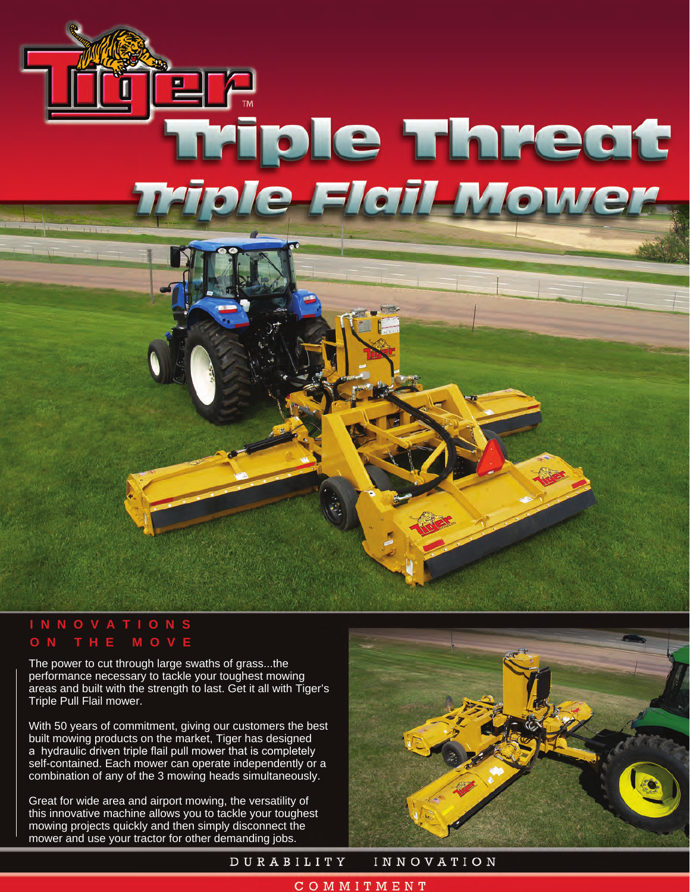# Tiger™

# Triple Threat

## Triple Flail Mower

### INNOVATIONS ON THE MOVE

The power to cut through large swaths of grass...the performance necessary to tackle your toughest mowing areas and built with the strength to last. Get it all with Tiger's Triple Pull Flail mower.

With 50 years of commitment, giving our customers the best built mowing products on the market, Tiger has designed a hydraulic driven triple flail pull mower that is completely self-contained. Each mower can operate independently or a combination of any of the 3 mowing heads simultaneously.

Great for wide area and airport mowing, the versatility of this innovative machine allows you to tackle your toughest mowing projects quickly and then simply disconnect the mower and use your tractor for other demanding jobs.

DURABILITY INNOVATION

COMMITMENT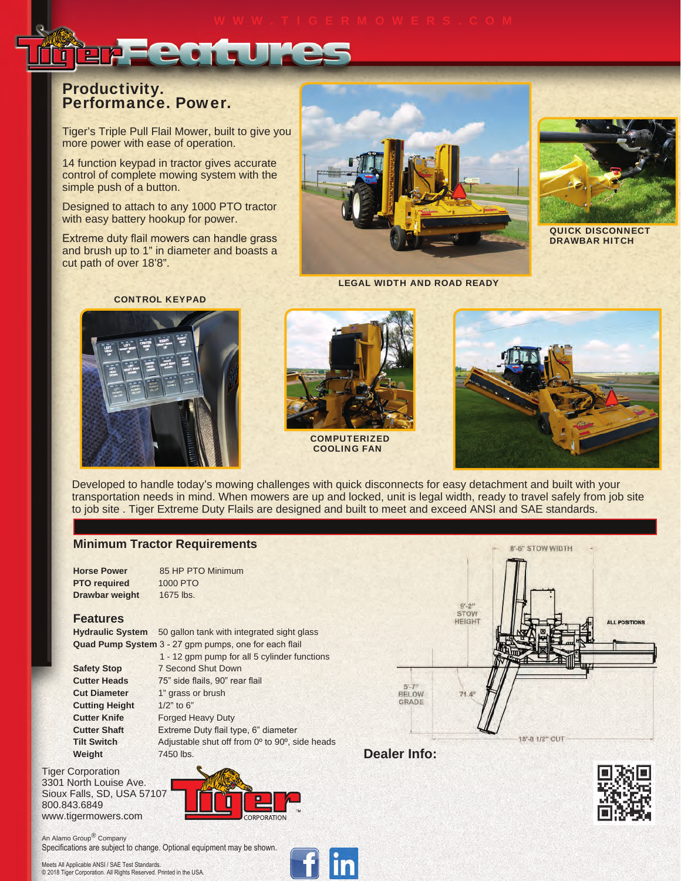WWW.TIGERMOWERS.COM

# Tiger Features

## Productivity. Performance. Power.

Tiger's Triple Pull Flail Mower, built to give you more power with ease of operation.

14 function keypad in tractor gives accurate control of complete mowing system with the simple push of a button.

Designed to attach to any 1000 PTO tractor with easy battery hookup for power.

Extreme duty flail mowers can handle grass and brush up to 1" in diameter and boasts a cut path of over 18'8".

LEGAL WIDTH AND ROAD READY

QUICK DISCONNECT DRAWBAR HITCH

CONTROL KEYPAD

COMPUTERIZED COOLING FAN

Developed to handle today's mowing challenges with quick disconnects for easy detachment and built with your transportation needs in mind. When mowers are up and locked, unit is legal width, ready to travel safely from job site to job site . Tiger Extreme Duty Flails are designed and built to meet and exceed ANSI and SAE standards.

### Minimum Tractor Requirements

| | |
|---|---|
| **Horse Power** | 85 HP PTO Minimum |
| **PTO required** | 1000 PTO |
| **Drawbar weight** | 1675 lbs. |

### Features

| | |
|---|---|
| **Hydraulic System** | 50 gallon tank with integrated sight glass |
| **Quad Pump System** | 3 - 27 gpm pumps, one for each flail<br>1 - 12 gpm pump for all 5 cylinder functions |
| **Safety Stop** | 7 Second Shut Down |
| **Cutter Heads** | 75" side flails, 90" rear flail |
| **Cut Diameter** | 1" grass or brush |
| **Cutting Height** | 1/2" to 6" |
| **Cutter Knife** | Forged Heavy Duty |
| **Cutter Shaft** | Extreme Duty flail type, 6" diameter |
| **Tilt Switch** | Adjustable shut off from 0º to 90º, side heads |
| **Weight** | 7450 lbs. |

8'-6" STOW WIDTH

6'-2" STOW HEIGHT

ALL POSITIONS

5'-7" BELOW GRADE

71.4°

18'-8 1/2" CUT

**Dealer Info:**

Tiger Corporation
3301 North Louise Ave.
Sioux Falls, SD, USA 57107
800.843.6849
www.tigermowers.com

Tiger CORPORATION

An Alamo Group® Company
Specifications are subject to change. Optional equipment may be shown.

Meets All Applicable ANSI / SAE Test Standards.
© 2018 Tiger Corporation. All Rights Reserved. Printed in the USA.